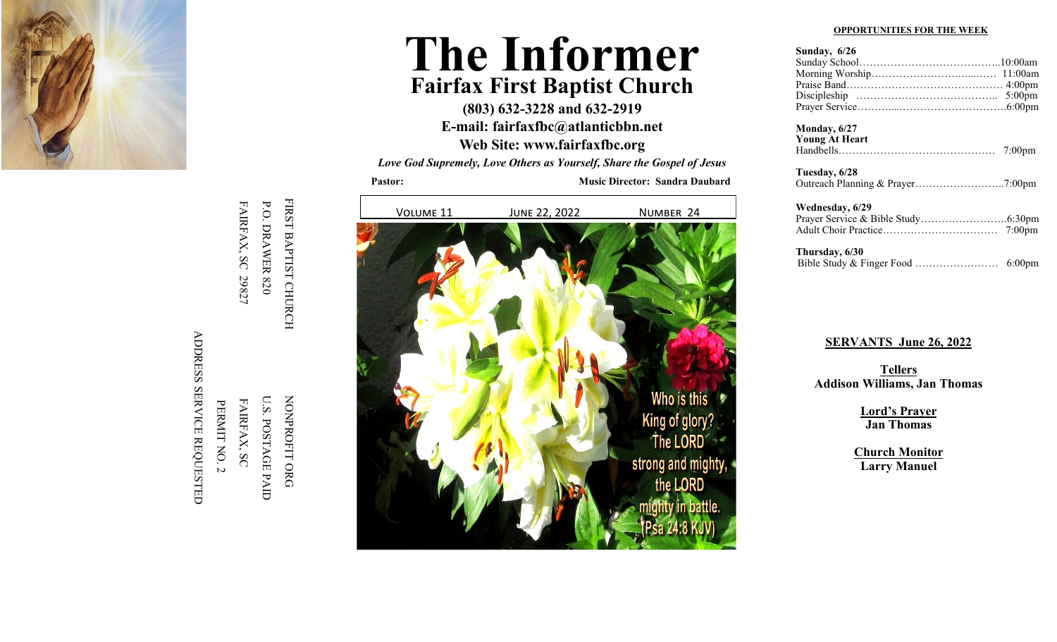FIRST BAPTIST CHURCH
P.O. DRAWER 820
FAIRFAX, SC 29827

NONPROFIT ORG
U.S. POSTAGE PAID
FAIRFAX, SC
PERMIT NO. 2

ADDRESS SERVICE REQUESTED

# The Informer

## Fairfax First Baptist Church

**(803) 632-3228 and 632-2919**

**E-mail: fairfaxfbc@atlanticbbn.net**

**Web Site: www.fairfaxfbc.org**

***Love God Supremely, Love Others as Yourself, Share the Gospel of Jesus***

**Pastor:** **Music Director: Sandra Daubard**

VOLUME 11 | JUNE 22, 2022 | NUMBER 24

Who is this King of glory? The LORD strong and mighty, the LORD mighty in battle. (Psa 24:8 KJV)

**OPPORTUNITIES FOR THE WEEK**

**Sunday, 6/26**
Sunday School……………………………………..10:00am
Morning Worship………………………………… 11:00am
Praise Band……………………………………… 4:00pm
Discipleship ………………………………….. 5:00pm
Prayer Service…………………………………….6:00pm

**Monday, 6/27**
**Young At Heart**
Handbells……………………………………… 7:00pm

**Tuesday, 6/28**
Outreach Planning & Prayer……………………..7:00pm

**Wednesday, 6/29**
Prayer Service & Bible Study…………………….6:30pm
Adult Choir Practice…………………………… 7:00pm

**Thursday, 6/30**
Bible Study & Finger Food …………………… 6:00pm

**SERVANTS June 26, 2022**

**Tellers**
**Addison Williams, Jan Thomas**

**Lord's Prayer**
**Jan Thomas**

**Church Monitor**
**Larry Manuel**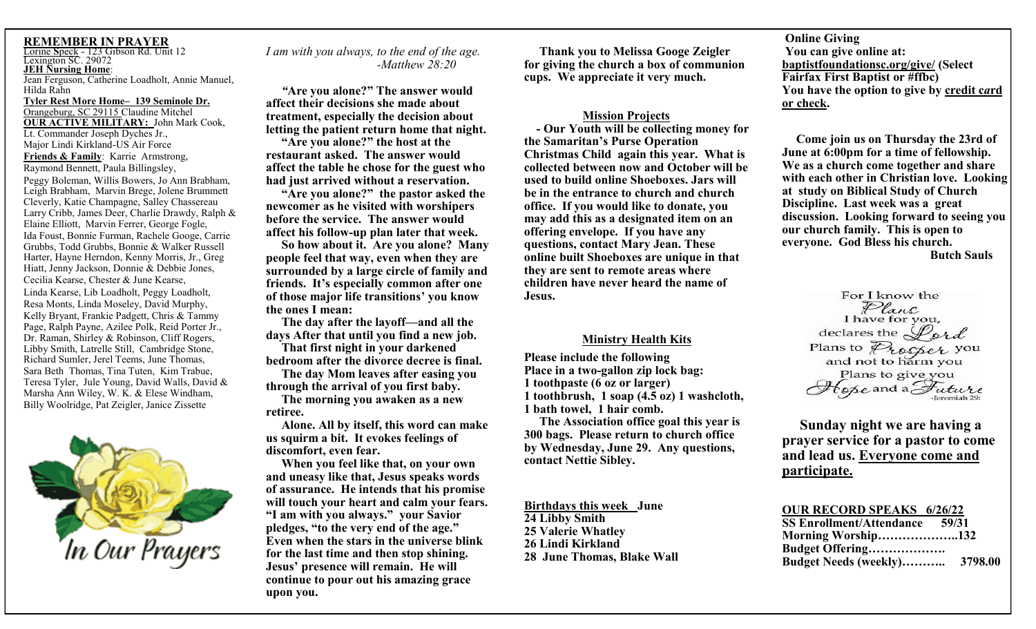## REMEMBER IN PRAYER

Lorine Speck - 123 Gibson Rd. Unit 12 Lexington SC. 29072

**JEH Nursing Home**:
Jean Ferguson, Catherine Loadholt, Annie Manuel, Hilda Rahn

**Tyler Rest More Home– 139 Seminole Dr.** Orangeburg, SC 29115 Claudine Mitchel

**OUR ACTIVE MILITARY:** John Mark Cook, Lt. Commander Joseph Dyches Jr., Major Lindi Kirkland-US Air Force

**Friends & Family**: Karrie Armstrong, Raymond Bennett, Paula Billingsley, Peggy Boleman, Willis Bowers, Jo Ann Brabham, Leigh Brabham, Marvin Brege, Jolene Brummett Cleverly, Katie Champagne, Salley Chassereau Larry Cribb, James Deer, Charlie Drawdy, Ralph & Elaine Elliott, Marvin Ferrer, George Fogle, Ida Foust, Bonnie Furman, Rachele Googe, Carrie Grubbs, Todd Grubbs, Bonnie & Walker Russell Harter, Hayne Herndon, Kenny Morris, Jr., Greg Hiatt, Jenny Jackson, Donnie & Debbie Jones, Cecilia Kearse, Chester & June Kearse, Linda Kearse, Lib Loadholt, Peggy Loadholt, Resa Monts, Linda Moseley, David Murphy, Kelly Bryant, Frankie Padgett, Chris & Tammy Page, Ralph Payne, Azilee Polk, Reid Porter Jr., Dr. Raman, Shirley & Robinson, Cliff Rogers, Libby Smith, Latrelle Still, Cambridge Stone, Richard Sumler, Jerel Teems, June Thomas, Sara Beth Thomas, Tina Tuten, Kim Trabue, Teresa Tyler, Jule Young, David Walls, David & Marsha Ann Wiley, W. K. & Elese Windham, Billy Woolridge, Pat Zeigler, Janice Zissette

In Our Prayers

*I am with you always, to the end of the age.*
*-Matthew 28:20*

**"Are you alone?" The answer would affect their decisions she made about treatment, especially the decision about letting the patient return home that night.**

**"Are you alone?" the host at the restaurant asked. The answer would affect the table he chose for the guest who had just arrived without a reservation.**

**"Are you alone?" the pastor asked the newcomer as he visited with worshipers before the service. The answer would affect his follow-up plan later that week.**

**So how about it. Are you alone? Many people feel that way, even when they are surrounded by a large circle of family and friends. It's especially common after one of those major life transitions' you know the ones I mean:**

**The day after the layoff—and all the days After that until you find a new job.**

**That first night in your darkened bedroom after the divorce decree is final.**

**The day Mom leaves after easing you through the arrival of you first baby.**

**The morning you awaken as a new retiree.**

**Alone. All by itself, this word can make us squirm a bit. It evokes feelings of discomfort, even fear.**

**When you feel like that, on your own and uneasy like that, Jesus speaks words of assurance. He intends that his promise will touch your heart and calm your fears. "I am with you always." your Savior pledges, "to the very end of the age." Even when the stars in the universe blink for the last time and then stop shining. Jesus' presence will remain. He will continue to pour out his amazing grace upon you.**

**Thank you to Melissa Googe Zeigler for giving the church a box of communion cups. We appreciate it very much.**

## Mission Projects

**- Our Youth will be collecting money for the Samaritan's Purse Operation Christmas Child again this year. What is collected between now and October will be used to build online Shoeboxes. Jars will be in the entrance to church and church office. If you would like to donate, you may add this as a designated item on an offering envelope. If you have any questions, contact Mary Jean. These online built Shoeboxes are unique in that they are sent to remote areas where children have never heard the name of Jesus.**

## Ministry Health Kits

**Please include the following**
**Place in a two-gallon zip lock bag:**
**1 toothpaste (6 oz or larger)**
**1 toothbrush, 1 soap (4.5 oz) 1 washcloth, 1 bath towel, 1 hair comb.**

**The Association office goal this year is 300 bags. Please return to church office by Wednesday, June 29. Any questions, contact Nettie Sibley.**

**Birthdays this week June**
**24 Libby Smith**
**25 Valerie Whatley**
**26 Lindi Kirkland**
**28 June Thomas, Blake Wall**

**Online Giving**
**You can give online at: baptistfoundationsc.org/give/ (Select Fairfax First Baptist or #ffbc)**
**You have the option to give by credit card or check.**

**Come join us on Thursday the 23rd of June at 6:00pm for a time of fellowship. We as a church come together and share with each other in Christian love. Looking at study on Biblical Study of Church Discipline. Last week was a great discussion. Looking forward to seeing you our church family. This is open to everyone. God Bless his church.**

**Butch Sauls**

For I know the Plans I have for you, declares the Lord Plans to Prosper you and not to harm you Plans to give you Hope and a Future -Jeremiah 29:

**Sunday night we are having a prayer service for a pastor to come and lead us. Everyone come and participate.**

**OUR RECORD SPEAKS 6/26/22**

| | |
|---|---|
| **SS Enrollment/Attendance** | **59/31** |
| **Morning Worship………………..** | **132** |
| **Budget Offering……………….** | |
| **Budget Needs (weekly)………..** | **3798.00** |